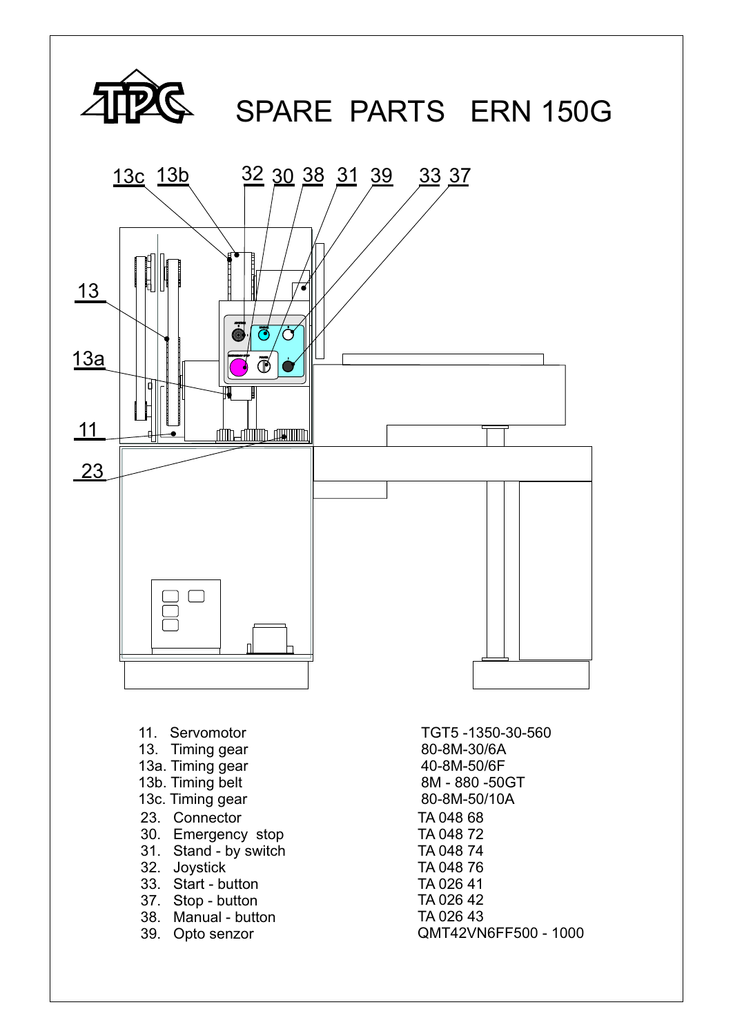# SPARE PARTS ERN 150G

| No. | Part | Code |
| --- | --- | --- |
| 11. | Servomotor | TGT5 -1350-30-560 |
| 13. | Timing gear | 80-8M-30/6A |
| 13a. | Timing gear | 40-8M-50/6F |
| 13b. | Timing belt | 8M - 880 -50GT |
| 13c. | Timing gear | 80-8M-50/10A |
| 23. | Connector | TA 048 68 |
| 30. | Emergency stop | TA 048 72 |
| 31. | Stand - by switch | TA 048 74 |
| 32. | Joystick | TA 048 76 |
| 33. | Start - button | TA 026 41 |
| 37. | Stop - button | TA 026 42 |
| 38. | Manual - button | TA 026 43 |
| 39. | Opto senzor | QMT42VN6FF500 - 1000 |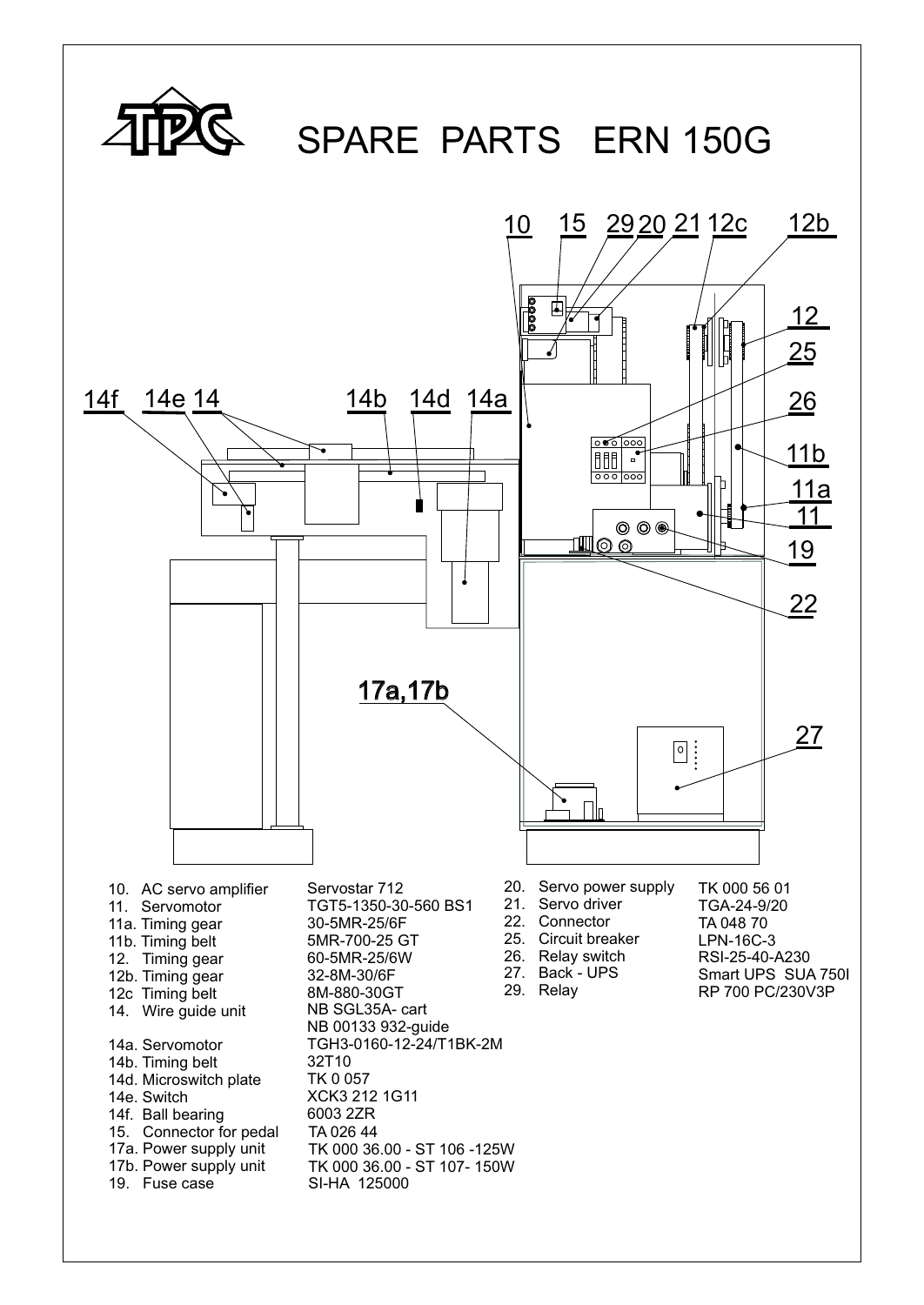# SPARE PARTS ERN 150G

| No. | Part | Type |
|---|---|---|
| 10. | AC servo amplifier | Servostar 712 |
| 11. | Servomotor | TGT5-1350-30-560 BS1 |
| 11a. | Timing gear | 30-5MR-25/6F |
| 11b. | Timing belt | 5MR-700-25 GT |
| 12. | Timing gear | 60-5MR-25/6W |
| 12b. | Timing gear | 32-8M-30/6F |
| 12c | Timing belt | 8M-880-30GT |
| 14. | Wire guide unit | NB SGL35A- cart<br>NB 00133 932-guide |
| 14a. | Servomotor | TGH3-0160-12-24/T1BK-2M |
| 14b. | Timing belt | 32T10 |
| 14d. | Microswitch plate | TK 0 057 |
| 14e. | Switch | XCK3 212 1G11 |
| 14f. | Ball bearing | 6003 2ZR |
| 15. | Connector for pedal | TA 026 44 |
| 17a. | Power supply unit | TK 000 36.00 - ST 106 -125W |
| 17b. | Power supply unit | TK 000 36.00 - ST 107- 150W |
| 19. | Fuse case | SI-HA 125000 |
| 20. | Servo power supply | TK 000 56 01 |
| 21. | Servo driver | TGA-24-9/20 |
| 22. | Connector | TA 048 70 |
| 25. | Circuit breaker | LPN-16C-3 |
| 26. | Relay switch | RSI-25-40-A230 |
| 27. | Back - UPS | Smart UPS SUA 750I |
| 29. | Relay | RP 700 PC/230V3P |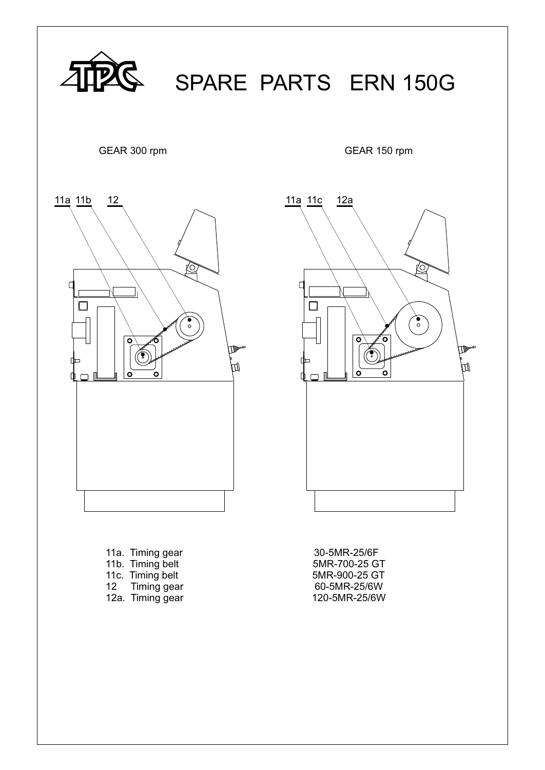# SPARE PARTS ERN 150G

GEAR 300 rpm

GEAR 150 rpm

| No. | Description | Part number |
| --- | --- | --- |
| 11a. | Timing gear | 30-5MR-25/6F |
| 11b. | Timing belt | 5MR-700-25 GT |
| 11c. | Timing belt | 5MR-900-25 GT |
| 12 | Timing gear | 60-5MR-25/6W |
| 12a. | Timing gear | 120-5MR-25/6W |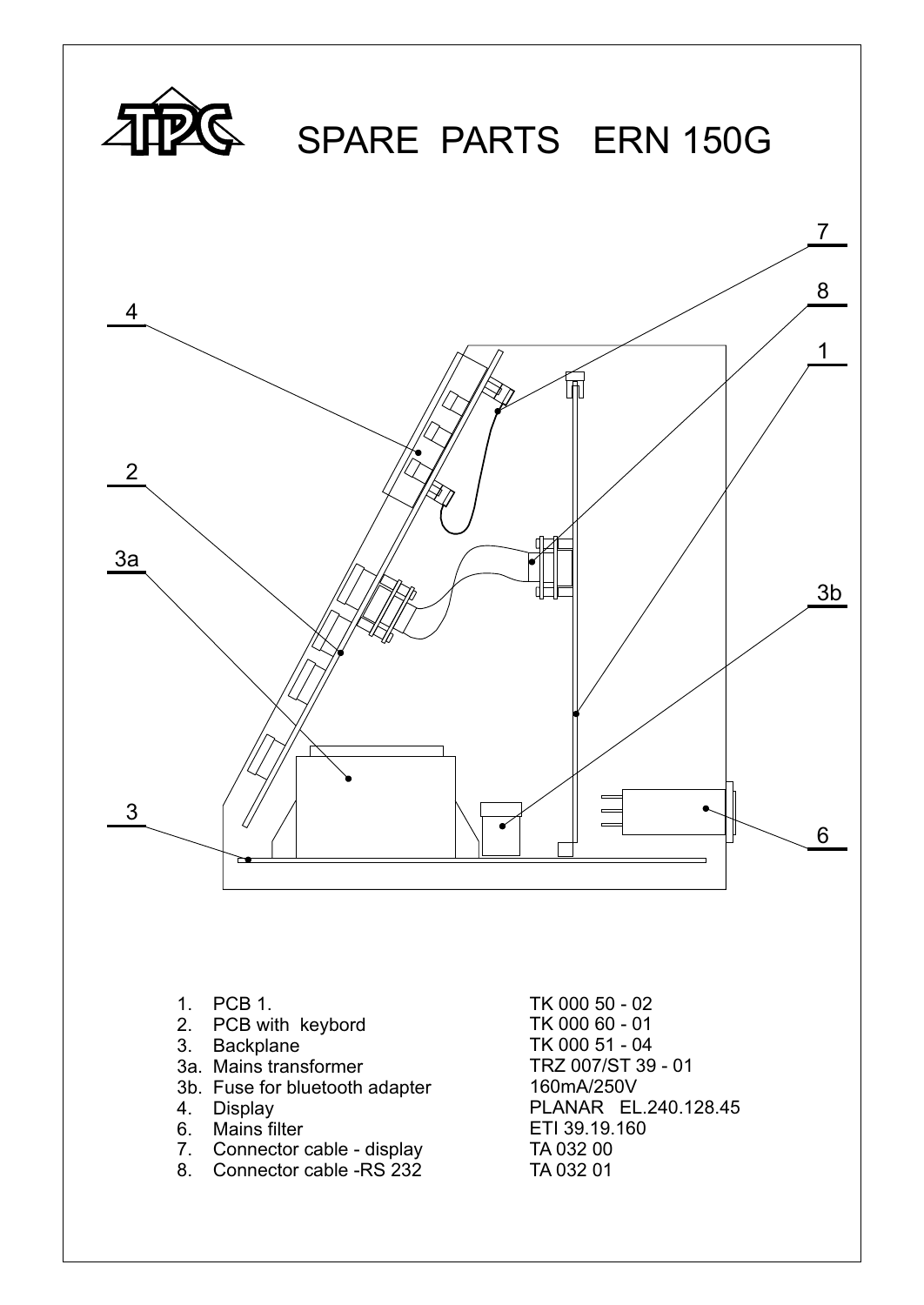# SPARE PARTS ERN 150G

7

8

4

1

2

3a

3b

3

6

| | | |
|---|---|---|
| 1. | PCB 1. | TK 000 50 - 02 |
| 2. | PCB with keybord | TK 000 60 - 01 |
| 3. | Backplane | TK 000 51 - 04 |
| 3a. | Mains transformer | TRZ 007/ST 39 - 01 |
| 3b. | Fuse for bluetooth adapter | 160mA/250V |
| 4. | Display | PLANAR EL.240.128.45 |
| 6. | Mains filter | ETI 39.19.160 |
| 7. | Connector cable - display | TA 032 00 |
| 8. | Connector cable -RS 232 | TA 032 01 |